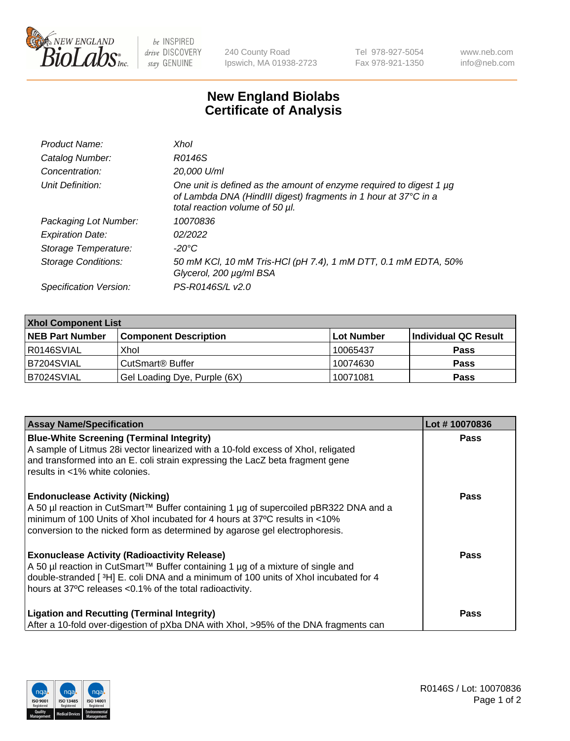# New England Biolabs Certificate of Analysis

| | |
|---|---|
| *Product Name:* | *XhoI* |
| *Catalog Number:* | *R0146S* |
| *Concentration:* | *20,000 U/ml* |
| *Unit Definition:* | *One unit is defined as the amount of enzyme required to digest 1 µg of Lambda DNA (HindIII digest) fragments in 1 hour at 37°C in a total reaction volume of 50 µl.* |
| *Packaging Lot Number:* | *10070836* |
| *Expiration Date:* | *02/2022* |
| *Storage Temperature:* | *-20°C* |
| *Storage Conditions:* | *50 mM KCl, 10 mM Tris-HCl (pH 7.4), 1 mM DTT, 0.1 mM EDTA, 50% Glycerol, 200 µg/ml BSA* |
| *Specification Version:* | *PS-R0146S/L v2.0* |

| XhoI Component List | | | |
|---|---|---|---|
| **NEB Part Number** | **Component Description** | **Lot Number** | **Individual QC Result** |
| R0146SVIAL | XhoI | 10065437 | **Pass** |
| B7204SVIAL | CutSmart® Buffer | 10074630 | **Pass** |
| B7024SVIAL | Gel Loading Dye, Purple (6X) | 10071081 | **Pass** |

| Assay Name/Specification | Lot # 10070836 |
|---|---|
| **Blue-White Screening (Terminal Integrity)**<br>A sample of Litmus 28i vector linearized with a 10-fold excess of XhoI, religated and transformed into an E. coli strain expressing the LacZ beta fragment gene results in <1% white colonies. | **Pass** |
| **Endonuclease Activity (Nicking)**<br>A 50 µl reaction in CutSmart™ Buffer containing 1 µg of supercoiled pBR322 DNA and a minimum of 100 Units of XhoI incubated for 4 hours at 37ºC results in <10% conversion to the nicked form as determined by agarose gel electrophoresis. | **Pass** |
| **Exonuclease Activity (Radioactivity Release)**<br>A 50 µl reaction in CutSmart™ Buffer containing 1 µg of a mixture of single and double-stranded [ $^{3}$H] E. coli DNA and a minimum of 100 units of XhoI incubated for 4 hours at 37ºC releases <0.1% of the total radioactivity. | **Pass** |
| **Ligation and Recutting (Terminal Integrity)**<br>After a 10-fold over-digestion of pXba DNA with XhoI, >95% of the DNA fragments can | **Pass** |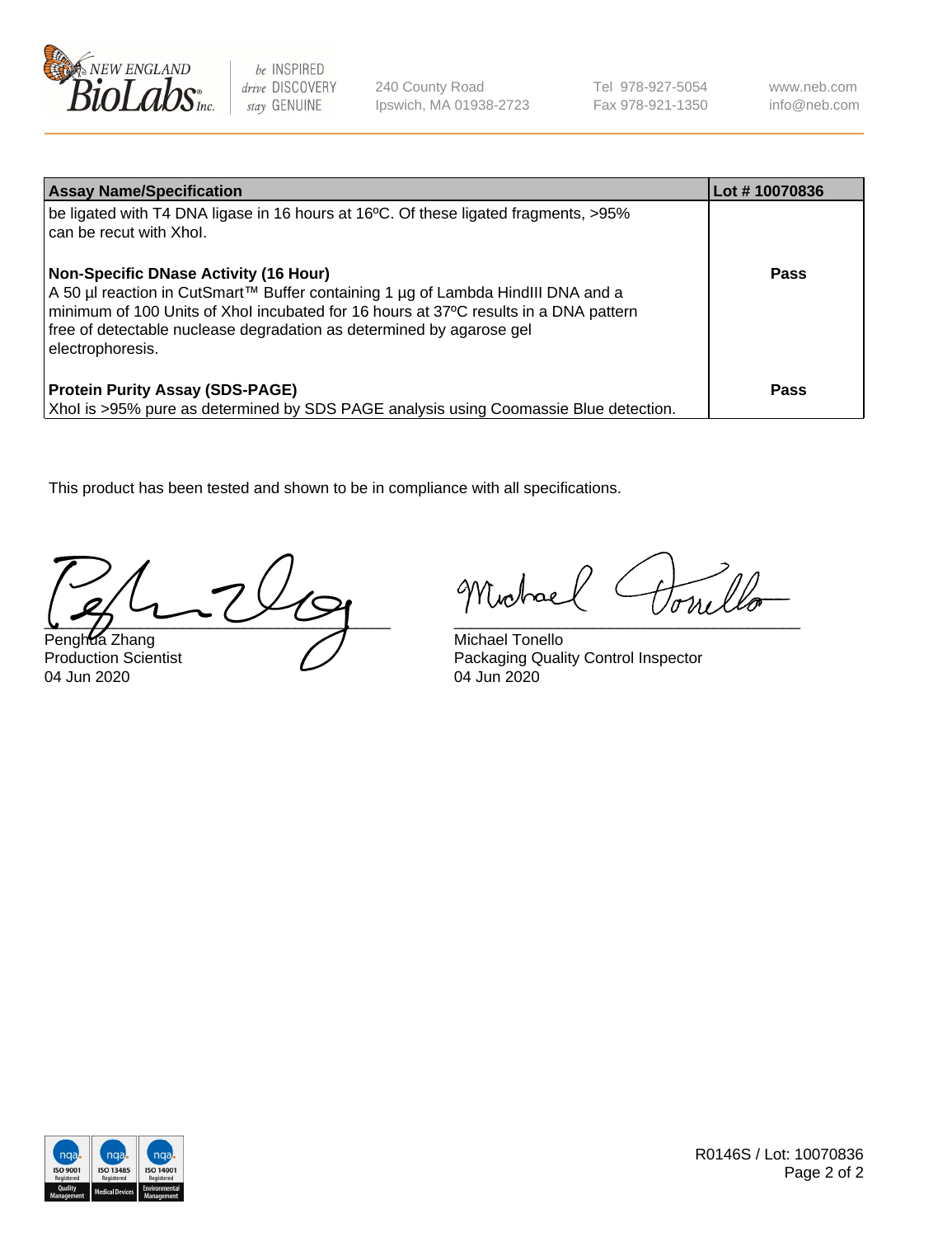| Assay Name/Specification | Lot # 10070836 |
| --- | --- |
| be ligated with T4 DNA ligase in 16 hours at 16ºC. Of these ligated fragments, >95% can be recut with XhoI. | |
| **Non-Specific DNase Activity (16 Hour)**<br>A 50 µl reaction in CutSmart™ Buffer containing 1 µg of Lambda HindIII DNA and a minimum of 100 Units of XhoI incubated for 16 hours at 37ºC results in a DNA pattern free of detectable nuclease degradation as determined by agarose gel electrophoresis. | **Pass** |
| **Protein Purity Assay (SDS-PAGE)**<br>XhoI is >95% pure as determined by SDS PAGE analysis using Coomassie Blue detection. | **Pass** |

This product has been tested and shown to be in compliance with all specifications.

Penghua Zhang
Production Scientist
04 Jun 2020

Michael Tonello
Packaging Quality Control Inspector
04 Jun 2020

R0146S / Lot: 10070836